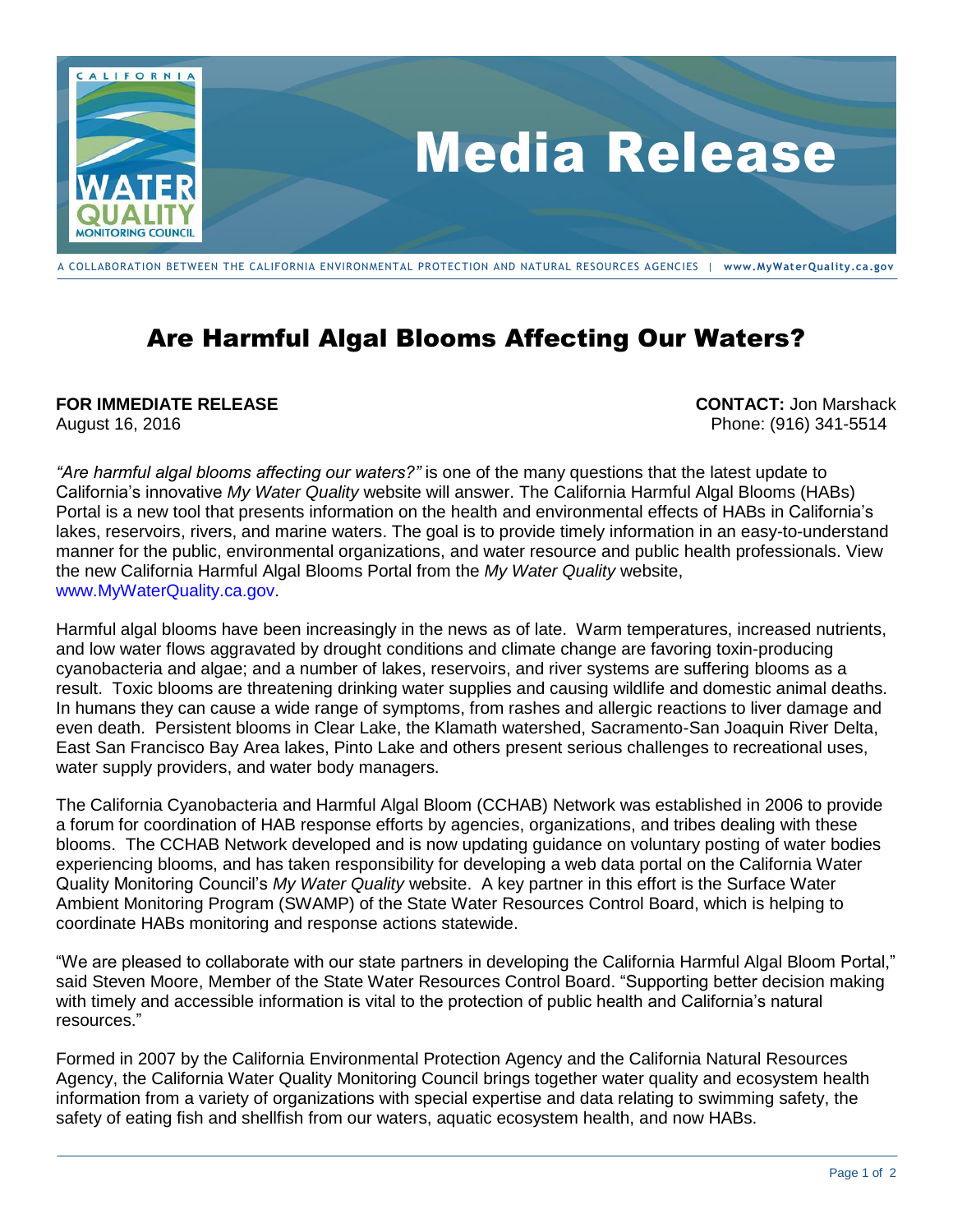# Media Release

A COLLABORATION BETWEEN THE CALIFORNIA ENVIRONMENTAL PROTECTION AND NATURAL RESOURCES AGENCIES | www.MyWaterQuality.ca.gov

## Are Harmful Algal Blooms Affecting Our Waters?

**FOR IMMEDIATE RELEASE**
August 16, 2016

**CONTACT:** Jon Marshack
Phone: (916) 341-5514

*"Are harmful algal blooms affecting our waters?"* is one of the many questions that the latest update to California's innovative *My Water Quality* website will answer. The California Harmful Algal Blooms (HABs) Portal is a new tool that presents information on the health and environmental effects of HABs in California's lakes, reservoirs, rivers, and marine waters. The goal is to provide timely information in an easy-to-understand manner for the public, environmental organizations, and water resource and public health professionals. View the new California Harmful Algal Blooms Portal from the *My Water Quality* website, www.MyWaterQuality.ca.gov.

Harmful algal blooms have been increasingly in the news as of late. Warm temperatures, increased nutrients, and low water flows aggravated by drought conditions and climate change are favoring toxin-producing cyanobacteria and algae; and a number of lakes, reservoirs, and river systems are suffering blooms as a result. Toxic blooms are threatening drinking water supplies and causing wildlife and domestic animal deaths. In humans they can cause a wide range of symptoms, from rashes and allergic reactions to liver damage and even death. Persistent blooms in Clear Lake, the Klamath watershed, Sacramento-San Joaquin River Delta, East San Francisco Bay Area lakes, Pinto Lake and others present serious challenges to recreational uses, water supply providers, and water body managers.

The California Cyanobacteria and Harmful Algal Bloom (CCHAB) Network was established in 2006 to provide a forum for coordination of HAB response efforts by agencies, organizations, and tribes dealing with these blooms. The CCHAB Network developed and is now updating guidance on voluntary posting of water bodies experiencing blooms, and has taken responsibility for developing a web data portal on the California Water Quality Monitoring Council's *My Water Quality* website. A key partner in this effort is the Surface Water Ambient Monitoring Program (SWAMP) of the State Water Resources Control Board, which is helping to coordinate HABs monitoring and response actions statewide.

"We are pleased to collaborate with our state partners in developing the California Harmful Algal Bloom Portal," said Steven Moore, Member of the State Water Resources Control Board. "Supporting better decision making with timely and accessible information is vital to the protection of public health and California's natural resources."

Formed in 2007 by the California Environmental Protection Agency and the California Natural Resources Agency, the California Water Quality Monitoring Council brings together water quality and ecosystem health information from a variety of organizations with special expertise and data relating to swimming safety, the safety of eating fish and shellfish from our waters, aquatic ecosystem health, and now HABs.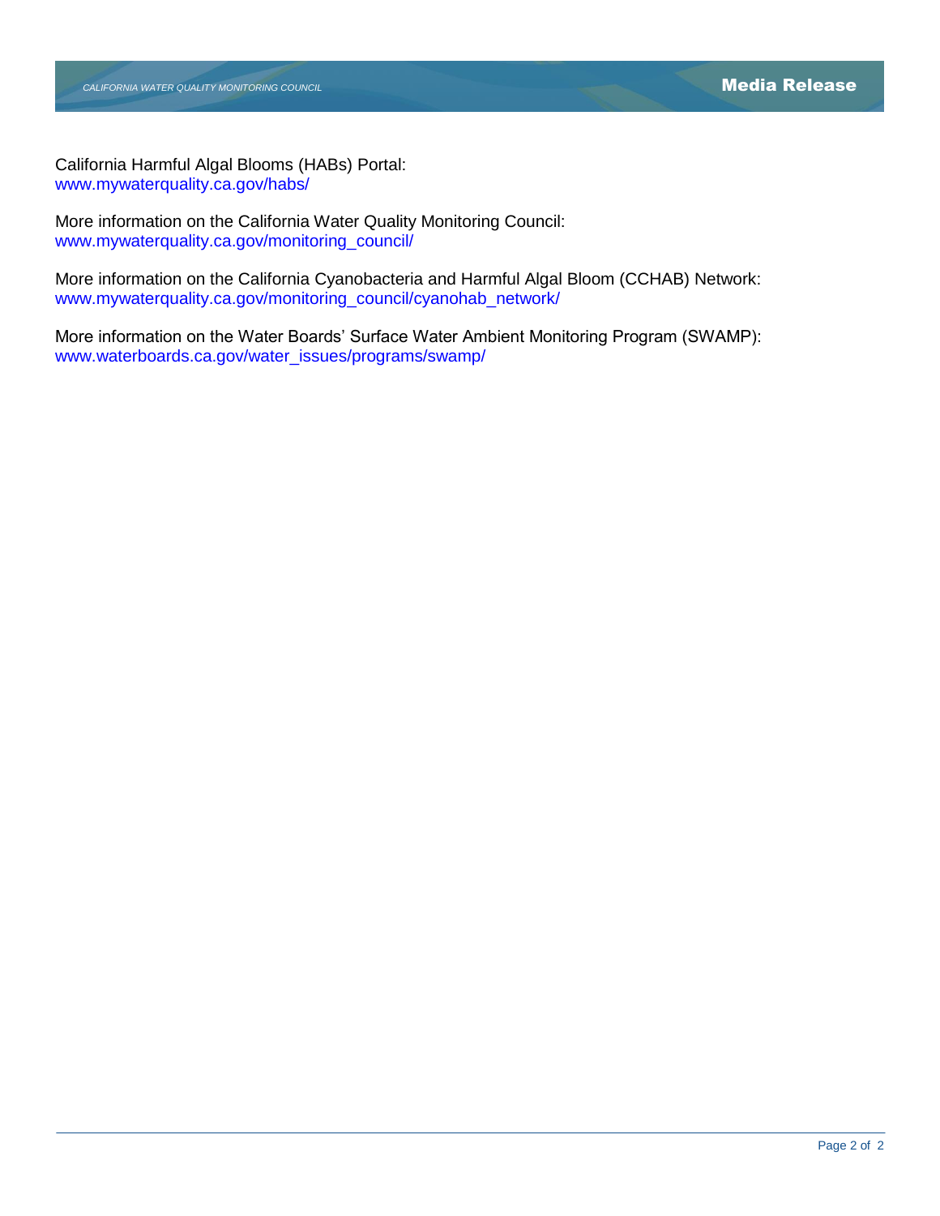California Harmful Algal Blooms (HABs) Portal:
www.mywaterquality.ca.gov/habs/

More information on the California Water Quality Monitoring Council:
www.mywaterquality.ca.gov/monitoring_council/

More information on the California Cyanobacteria and Harmful Algal Bloom (CCHAB) Network:
www.mywaterquality.ca.gov/monitoring_council/cyanohab_network/

More information on the Water Boards' Surface Water Ambient Monitoring Program (SWAMP):
www.waterboards.ca.gov/water_issues/programs/swamp/